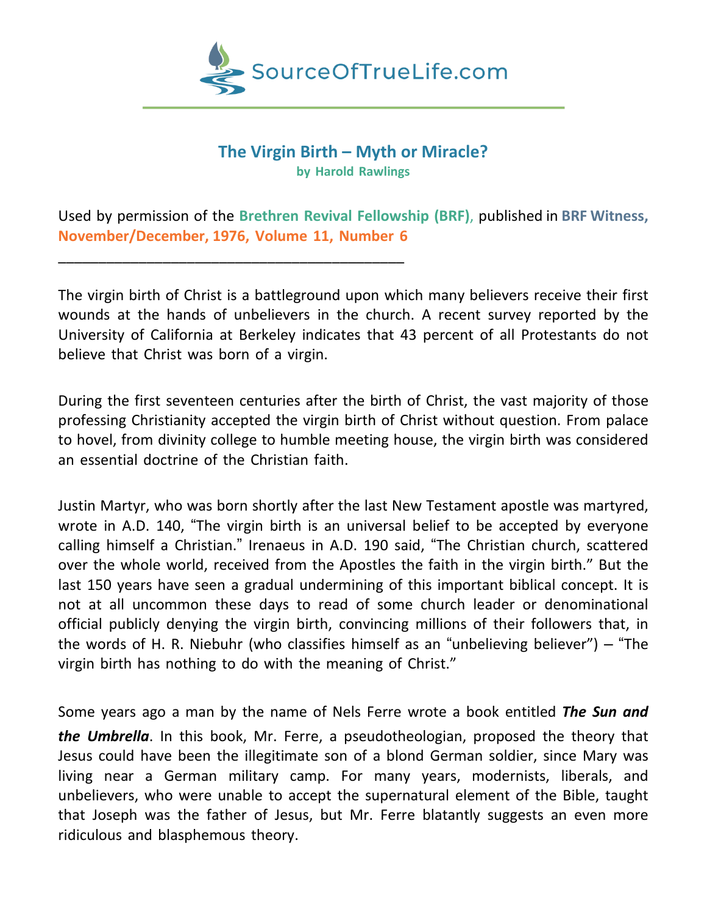# The Virgin Birth – Myth or Miracle?

**by Harold Rawlings**

Used by permission of the **Brethren Revival Fellowship (BRF)**, published in **BRF Witness, November/December, 1976, Volume 11, Number 6**

___

The virgin birth of Christ is a battleground upon which many believers receive their first wounds at the hands of unbelievers in the church. A recent survey reported by the University of California at Berkeley indicates that 43 percent of all Protestants do not believe that Christ was born of a virgin.

During the first seventeen centuries after the birth of Christ, the vast majority of those professing Christianity accepted the virgin birth of Christ without question. From palace to hovel, from divinity college to humble meeting house, the virgin birth was considered an essential doctrine of the Christian faith.

Justin Martyr, who was born shortly after the last New Testament apostle was martyred, wrote in A.D. 140, "The virgin birth is an universal belief to be accepted by everyone calling himself a Christian." Irenaeus in A.D. 190 said, "The Christian church, scattered over the whole world, received from the Apostles the faith in the virgin birth." But the last 150 years have seen a gradual undermining of this important biblical concept. It is not at all uncommon these days to read of some church leader or denominational official publicly denying the virgin birth, convincing millions of their followers that, in the words of H. R. Niebuhr (who classifies himself as an "unbelieving believer") – "The virgin birth has nothing to do with the meaning of Christ."

Some years ago a man by the name of Nels Ferre wrote a book entitled ***The Sun and the Umbrella***. In this book, Mr. Ferre, a pseudotheologian, proposed the theory that Jesus could have been the illegitimate son of a blond German soldier, since Mary was living near a German military camp. For many years, modernists, liberals, and unbelievers, who were unable to accept the supernatural element of the Bible, taught that Joseph was the father of Jesus, but Mr. Ferre blatantly suggests an even more ridiculous and blasphemous theory.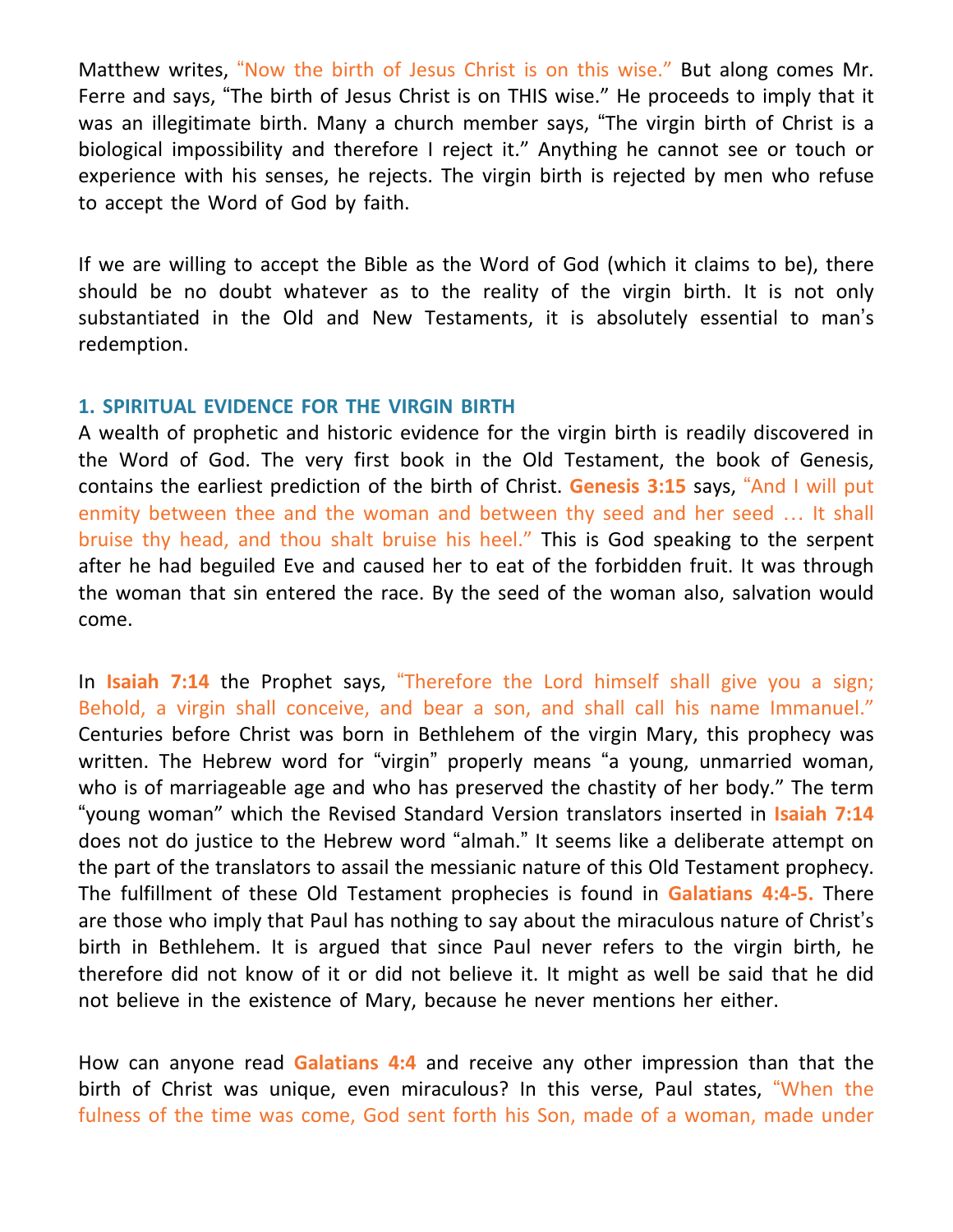Matthew writes, "Now the birth of Jesus Christ is on this wise." But along comes Mr. Ferre and says, "The birth of Jesus Christ is on THIS wise." He proceeds to imply that it was an illegitimate birth. Many a church member says, "The virgin birth of Christ is a biological impossibility and therefore I reject it." Anything he cannot see or touch or experience with his senses, he rejects. The virgin birth is rejected by men who refuse to accept the Word of God by faith.

If we are willing to accept the Bible as the Word of God (which it claims to be), there should be no doubt whatever as to the reality of the virgin birth. It is not only substantiated in the Old and New Testaments, it is absolutely essential to man's redemption.

### 1. SPIRITUAL EVIDENCE FOR THE VIRGIN BIRTH

A wealth of prophetic and historic evidence for the virgin birth is readily discovered in the Word of God. The very first book in the Old Testament, the book of Genesis, contains the earliest prediction of the birth of Christ. **Genesis 3:15** says, "And I will put enmity between thee and the woman and between thy seed and her seed … It shall bruise thy head, and thou shalt bruise his heel." This is God speaking to the serpent after he had beguiled Eve and caused her to eat of the forbidden fruit. It was through the woman that sin entered the race. By the seed of the woman also, salvation would come.

In **Isaiah 7:14** the Prophet says, "Therefore the Lord himself shall give you a sign; Behold, a virgin shall conceive, and bear a son, and shall call his name Immanuel." Centuries before Christ was born in Bethlehem of the virgin Mary, this prophecy was written. The Hebrew word for "virgin" properly means "a young, unmarried woman, who is of marriageable age and who has preserved the chastity of her body." The term "young woman" which the Revised Standard Version translators inserted in **Isaiah 7:14** does not do justice to the Hebrew word "almah." It seems like a deliberate attempt on the part of the translators to assail the messianic nature of this Old Testament prophecy. The fulfillment of these Old Testament prophecies is found in **Galatians 4:4-5.** There are those who imply that Paul has nothing to say about the miraculous nature of Christ's birth in Bethlehem. It is argued that since Paul never refers to the virgin birth, he therefore did not know of it or did not believe it. It might as well be said that he did not believe in the existence of Mary, because he never mentions her either.

How can anyone read **Galatians 4:4** and receive any other impression than that the birth of Christ was unique, even miraculous? In this verse, Paul states, "When the fulness of the time was come, God sent forth his Son, made of a woman, made under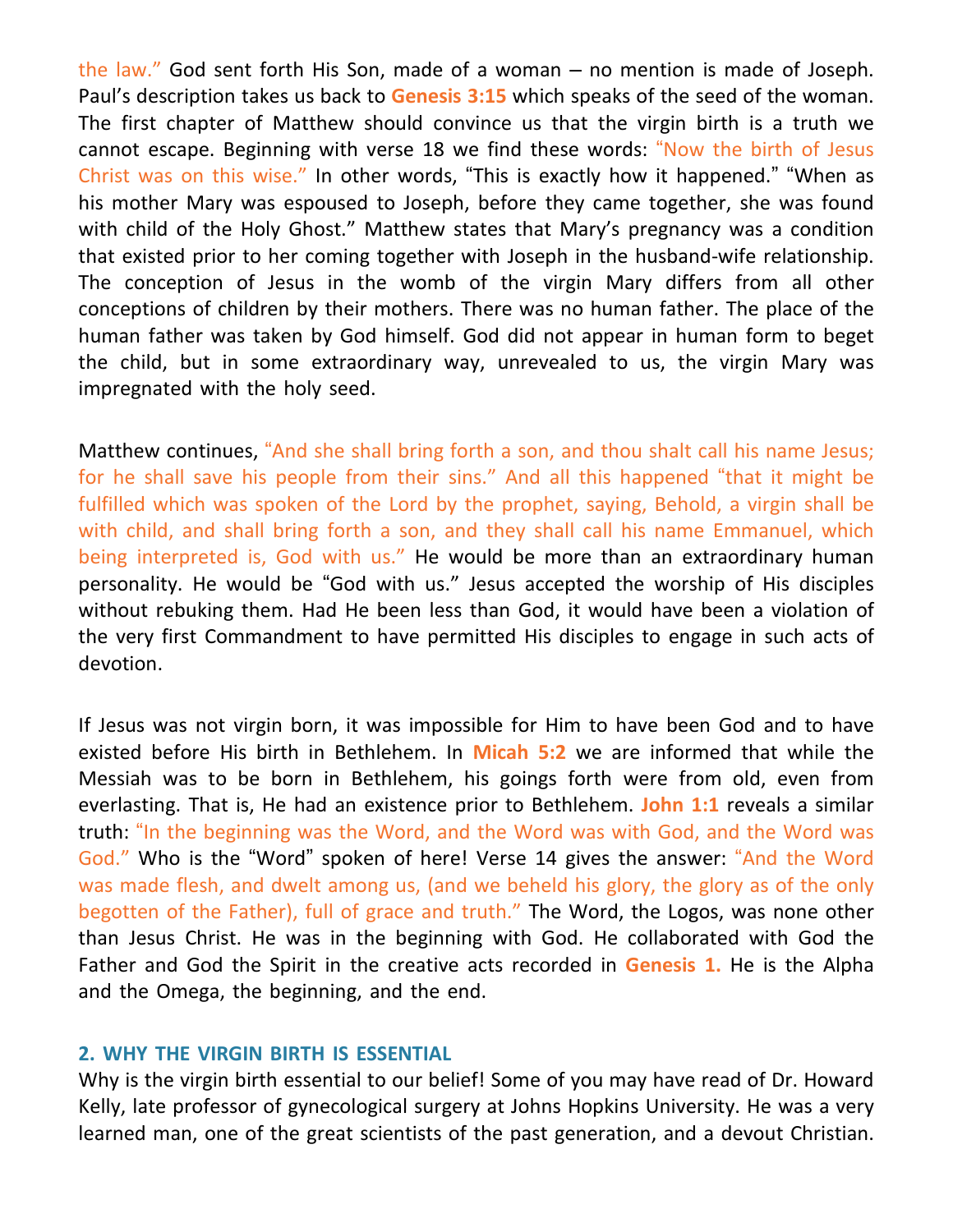the law." God sent forth His Son, made of a woman – no mention is made of Joseph. Paul's description takes us back to **Genesis 3:15** which speaks of the seed of the woman. The first chapter of Matthew should convince us that the virgin birth is a truth we cannot escape. Beginning with verse 18 we find these words: "Now the birth of Jesus Christ was on this wise." In other words, "This is exactly how it happened." "When as his mother Mary was espoused to Joseph, before they came together, she was found with child of the Holy Ghost." Matthew states that Mary's pregnancy was a condition that existed prior to her coming together with Joseph in the husband-wife relationship. The conception of Jesus in the womb of the virgin Mary differs from all other conceptions of children by their mothers. There was no human father. The place of the human father was taken by God himself. God did not appear in human form to beget the child, but in some extraordinary way, unrevealed to us, the virgin Mary was impregnated with the holy seed.

Matthew continues, "And she shall bring forth a son, and thou shalt call his name Jesus; for he shall save his people from their sins." And all this happened "that it might be fulfilled which was spoken of the Lord by the prophet, saying, Behold, a virgin shall be with child, and shall bring forth a son, and they shall call his name Emmanuel, which being interpreted is, God with us." He would be more than an extraordinary human personality. He would be "God with us." Jesus accepted the worship of His disciples without rebuking them. Had He been less than God, it would have been a violation of the very first Commandment to have permitted His disciples to engage in such acts of devotion.

If Jesus was not virgin born, it was impossible for Him to have been God and to have existed before His birth in Bethlehem. In **Micah 5:2** we are informed that while the Messiah was to be born in Bethlehem, his goings forth were from of old, even from everlasting. That is, He had an existence prior to Bethlehem. **John 1:1** reveals a similar truth: "In the beginning was the Word, and the Word was with God, and the Word was God." Who is the "Word" spoken of here! Verse 14 gives the answer: "And the Word was made flesh, and dwelt among us, (and we beheld his glory, the glory as of the only begotten of the Father), full of grace and truth." The Word, the Logos, was none other than Jesus Christ. He was in the beginning with God. He collaborated with God the Father and God the Spirit in the creative acts recorded in **Genesis 1.** He is the Alpha and the Omega, the beginning, and the end.

## 2. WHY THE VIRGIN BIRTH IS ESSENTIAL

Why is the virgin birth essential to our belief! Some of you may have read of Dr. Howard Kelly, late professor of gynecological surgery at Johns Hopkins University. He was a very learned man, one of the great scientists of the past generation, and a devout Christian.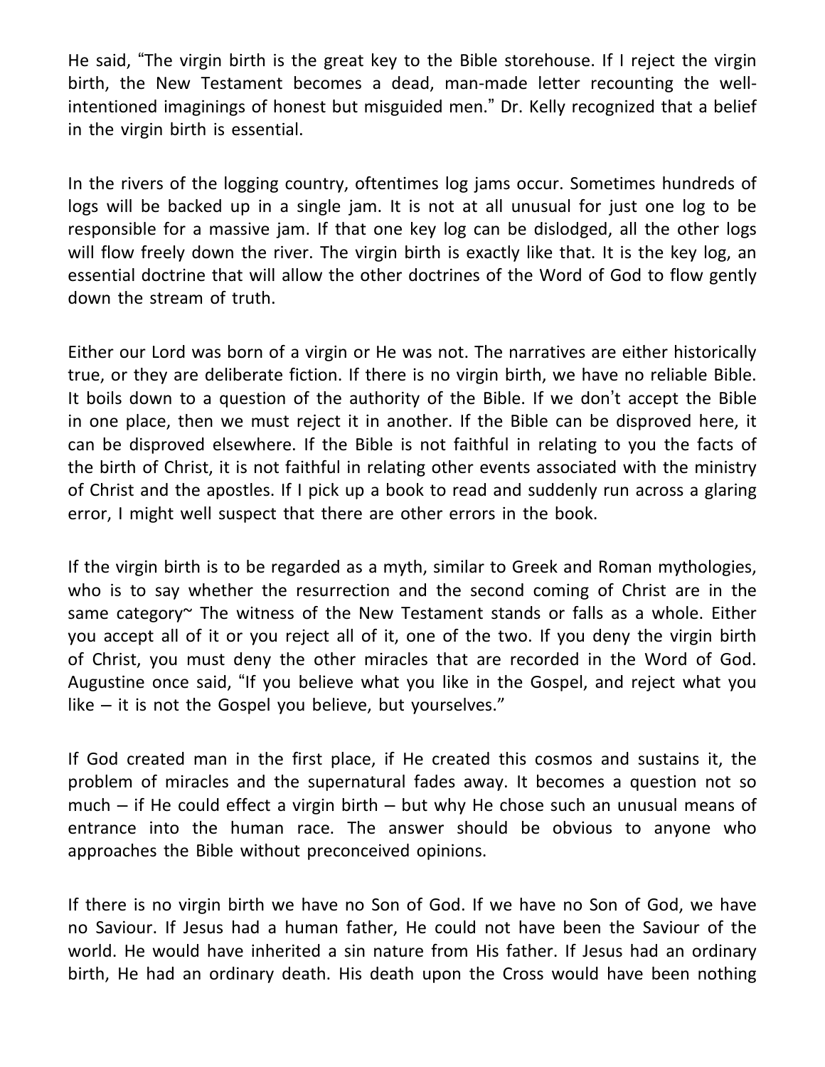He said, "The virgin birth is the great key to the Bible storehouse. If I reject the virgin birth, the New Testament becomes a dead, man-made letter recounting the well-intentioned imaginings of honest but misguided men." Dr. Kelly recognized that a belief in the virgin birth is essential.

In the rivers of the logging country, oftentimes log jams occur. Sometimes hundreds of logs will be backed up in a single jam. It is not at all unusual for just one log to be responsible for a massive jam. If that one key log can be dislodged, all the other logs will flow freely down the river. The virgin birth is exactly like that. It is the key log, an essential doctrine that will allow the other doctrines of the Word of God to flow gently down the stream of truth.

Either our Lord was born of a virgin or He was not. The narratives are either historically true, or they are deliberate fiction. If there is no virgin birth, we have no reliable Bible. It boils down to a question of the authority of the Bible. If we don't accept the Bible in one place, then we must reject it in another. If the Bible can be disproved here, it can be disproved elsewhere. If the Bible is not faithful in relating to you the facts of the birth of Christ, it is not faithful in relating other events associated with the ministry of Christ and the apostles. If I pick up a book to read and suddenly run across a glaring error, I might well suspect that there are other errors in the book.

If the virgin birth is to be regarded as a myth, similar to Greek and Roman mythologies, who is to say whether the resurrection and the second coming of Christ are in the same category~ The witness of the New Testament stands or falls as a whole. Either you accept all of it or you reject all of it, one of the two. If you deny the virgin birth of Christ, you must deny the other miracles that are recorded in the Word of God. Augustine once said, "If you believe what you like in the Gospel, and reject what you like – it is not the Gospel you believe, but yourselves."

If God created man in the first place, if He created this cosmos and sustains it, the problem of miracles and the supernatural fades away. It becomes a question not so much – if He could effect a virgin birth – but why He chose such an unusual means of entrance into the human race. The answer should be obvious to anyone who approaches the Bible without preconceived opinions.

If there is no virgin birth we have no Son of God. If we have no Son of God, we have no Saviour. If Jesus had a human father, He could not have been the Saviour of the world. He would have inherited a sin nature from His father. If Jesus had an ordinary birth, He had an ordinary death. His death upon the Cross would have been nothing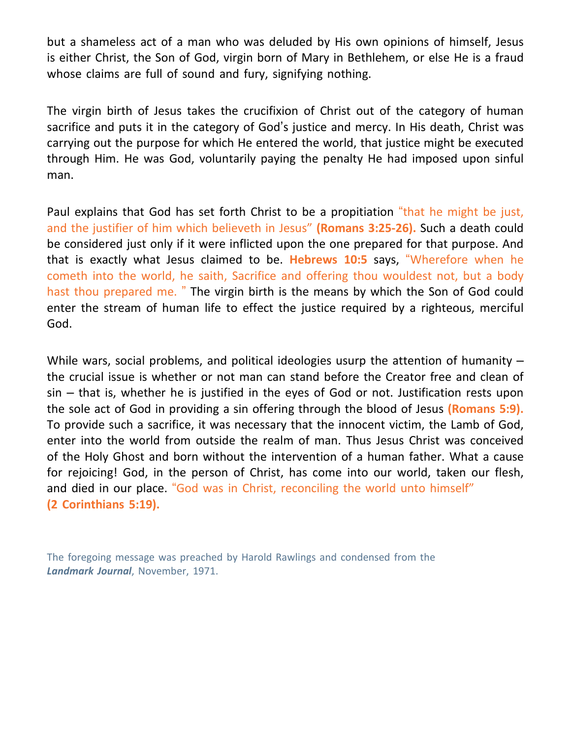but a shameless act of a man who was deluded by His own opinions of himself, Jesus is either Christ, the Son of God, virgin born of Mary in Bethlehem, or else He is a fraud whose claims are full of sound and fury, signifying nothing.

The virgin birth of Jesus takes the crucifixion of Christ out of the category of human sacrifice and puts it in the category of God's justice and mercy. In His death, Christ was carrying out the purpose for which He entered the world, that justice might be executed through Him. He was God, voluntarily paying the penalty He had imposed upon sinful man.

Paul explains that God has set forth Christ to be a propitiation "that he might be just, and the justifier of him which believeth in Jesus" **(Romans 3:25-26).** Such a death could be considered just only if it were inflicted upon the one prepared for that purpose. And that is exactly what Jesus claimed to be. **Hebrews 10:5** says, "Wherefore when he cometh into the world, he saith, Sacrifice and offering thou wouldest not, but a body hast thou prepared me. " The virgin birth is the means by which the Son of God could enter the stream of human life to effect the justice required by a righteous, merciful God.

While wars, social problems, and political ideologies usurp the attention of humanity – the crucial issue is whether or not man can stand before the Creator free and clean of sin – that is, whether he is justified in the eyes of God or not. Justification rests upon the sole act of God in providing a sin offering through the blood of Jesus **(Romans 5:9).** To provide such a sacrifice, it was necessary that the innocent victim, the Lamb of God, enter into the world from outside the realm of man. Thus Jesus Christ was conceived of the Holy Ghost and born without the intervention of a human father. What a cause for rejoicing! God, in the person of Christ, has come into our world, taken our flesh, and died in our place. "God was in Christ, reconciling the world unto himself" **(2 Corinthians 5:19).**

The foregoing message was preached by Harold Rawlings and condensed from the ***Landmark Journal***, November, 1971.